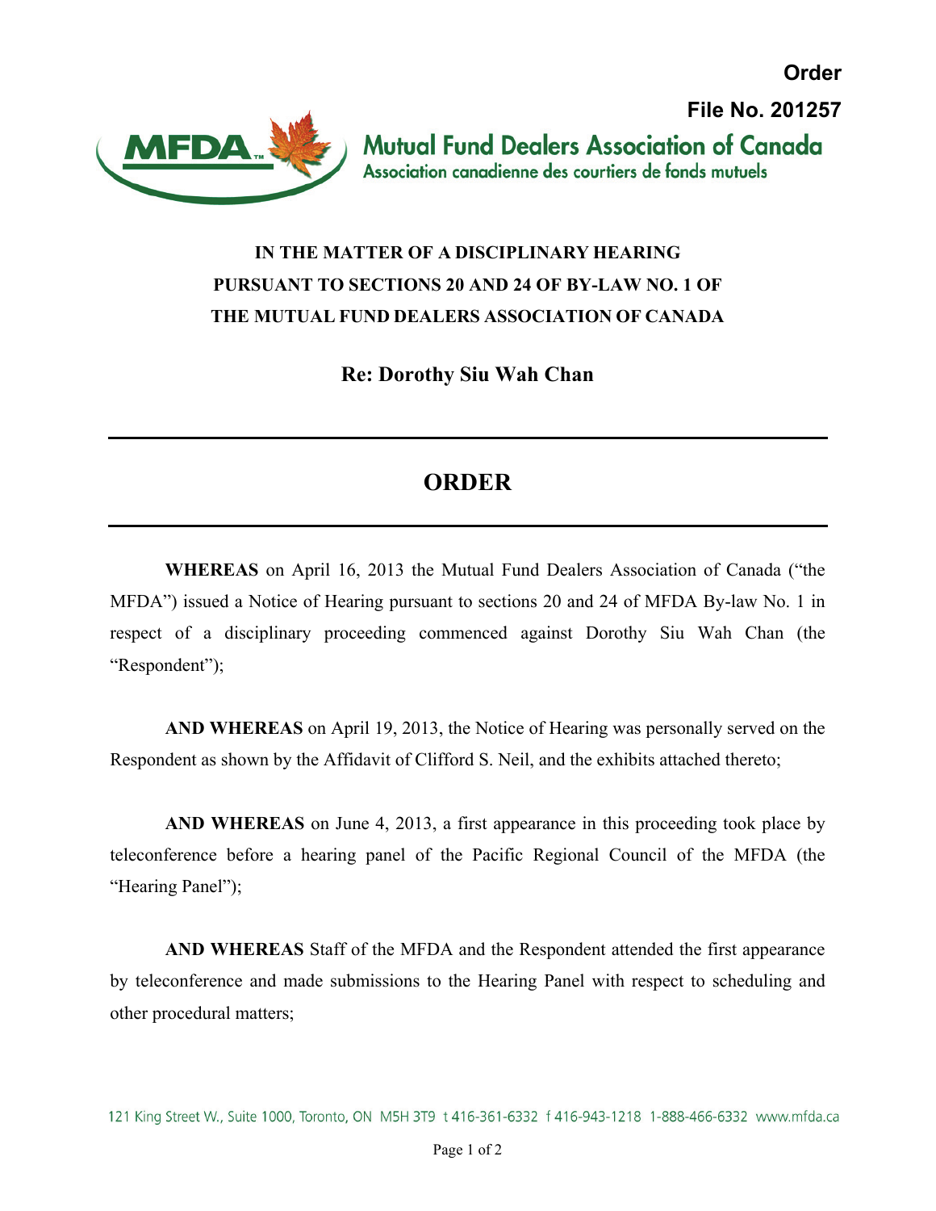**Order**

**File No. 201257**

Mutual Fund Dealers Association of Canada
Association canadienne des courtiers de fonds mutuels

**IN THE MATTER OF A DISCIPLINARY HEARING PURSUANT TO SECTIONS 20 AND 24 OF BY-LAW NO. 1 OF THE MUTUAL FUND DEALERS ASSOCIATION OF CANADA**

**Re: Dorothy Siu Wah Chan**

---

# ORDER

---

**WHEREAS** on April 16, 2013 the Mutual Fund Dealers Association of Canada ("the MFDA") issued a Notice of Hearing pursuant to sections 20 and 24 of MFDA By-law No. 1 in respect of a disciplinary proceeding commenced against Dorothy Siu Wah Chan (the "Respondent");

**AND WHEREAS** on April 19, 2013, the Notice of Hearing was personally served on the Respondent as shown by the Affidavit of Clifford S. Neil, and the exhibits attached thereto;

**AND WHEREAS** on June 4, 2013, a first appearance in this proceeding took place by teleconference before a hearing panel of the Pacific Regional Council of the MFDA (the "Hearing Panel");

**AND WHEREAS** Staff of the MFDA and the Respondent attended the first appearance by teleconference and made submissions to the Hearing Panel with respect to scheduling and other procedural matters;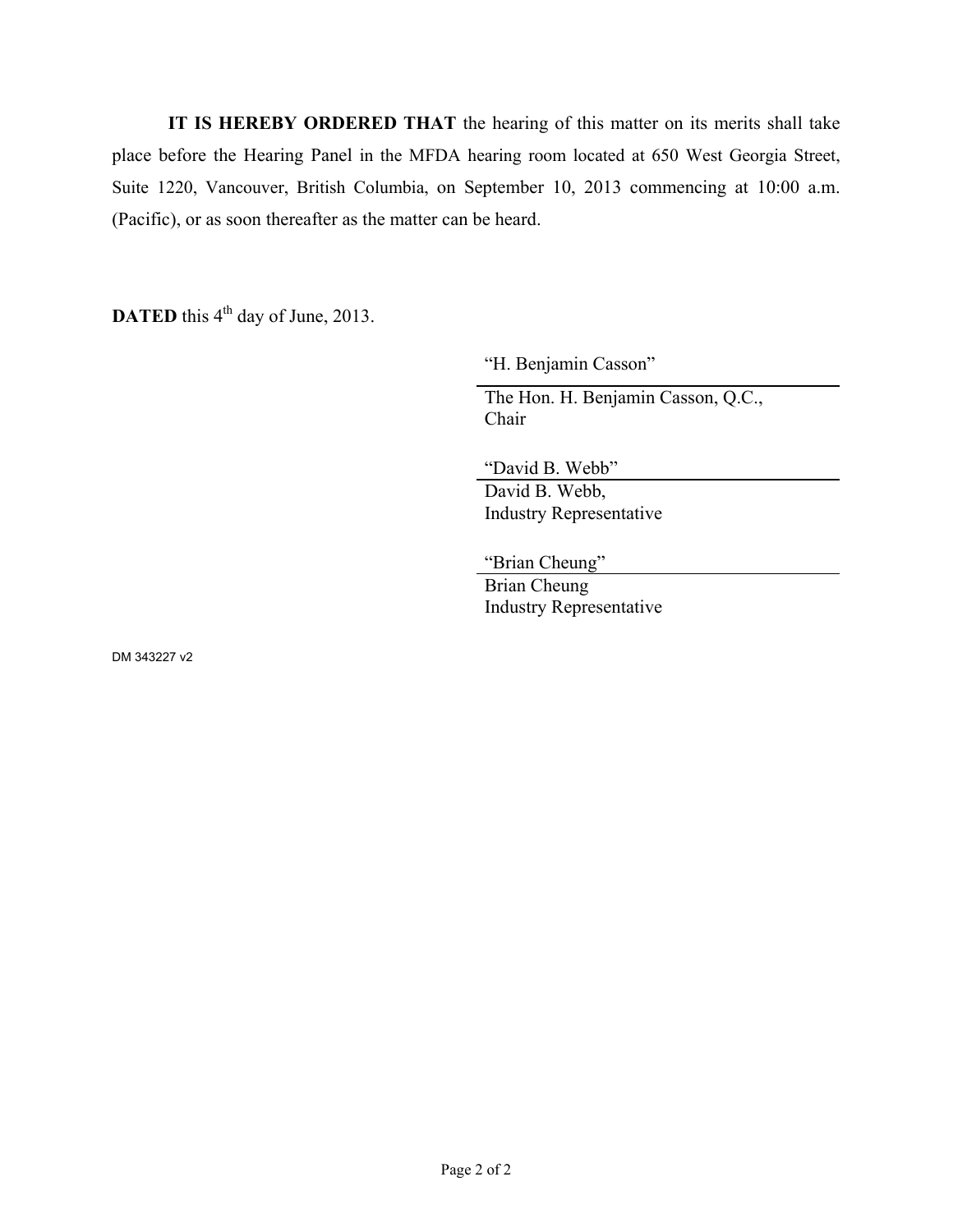**IT IS HEREBY ORDERED THAT** the hearing of this matter on its merits shall take place before the Hearing Panel in the MFDA hearing room located at 650 West Georgia Street, Suite 1220, Vancouver, British Columbia, on September 10, 2013 commencing at 10:00 a.m. (Pacific), or as soon thereafter as the matter can be heard.

**DATED** this 4th day of June, 2013.

"H. Benjamin Casson"

The Hon. H. Benjamin Casson, Q.C.,
Chair

"David B. Webb"

David B. Webb,
Industry Representative

"Brian Cheung"

Brian Cheung
Industry Representative

DM 343227 v2